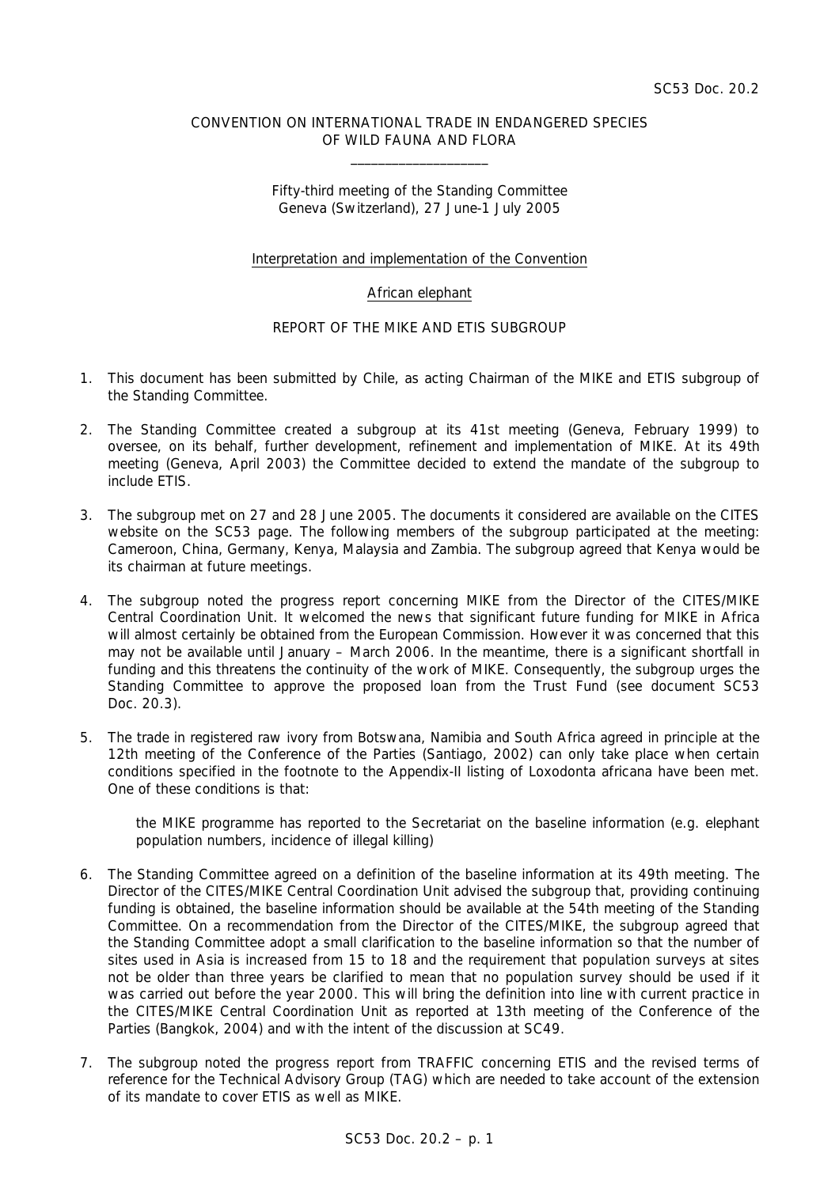SC53 Doc. 20.2

CONVENTION ON INTERNATIONAL TRADE IN ENDANGERED SPECIES OF WILD FAUNA AND FLORA

\_\_\_\_\_\_\_\_\_\_\_\_\_\_\_\_\_\_\_\_

Fifty-third meeting of the Standing Committee
Geneva (Switzerland), 27 June-1 July 2005

Interpretation and implementation of the Convention

African elephant

REPORT OF THE MIKE AND ETIS SUBGROUP

1. This document has been submitted by Chile, as acting Chairman of the MIKE and ETIS subgroup of the Standing Committee.

2. The Standing Committee created a subgroup at its 41st meeting (Geneva, February 1999) to oversee, on its behalf, further development, refinement and implementation of MIKE. At its 49th meeting (Geneva, April 2003) the Committee decided to extend the mandate of the subgroup to include ETIS.

3. The subgroup met on 27 and 28 June 2005. The documents it considered are available on the CITES website on the SC53 page. The following members of the subgroup participated at the meeting: Cameroon, China, Germany, Kenya, Malaysia and Zambia. The subgroup agreed that Kenya would be its chairman at future meetings.

4. The subgroup noted the progress report concerning MIKE from the Director of the CITES/MIKE Central Coordination Unit. It welcomed the news that significant future funding for MIKE in Africa will almost certainly be obtained from the European Commission. However it was concerned that this may not be available until January – March 2006. In the meantime, there is a significant shortfall in funding and this threatens the continuity of the work of MIKE. Consequently, the subgroup urges the Standing Committee to approve the proposed loan from the Trust Fund (see document SC53 Doc. 20.3).

5. The trade in registered raw ivory from Botswana, Namibia and South Africa agreed in principle at the 12th meeting of the Conference of the Parties (Santiago, 2002) can only take place when certain conditions specified in the footnote to the Appendix-II listing of Loxodonta africana have been met. One of these conditions is that:

   the MIKE programme has reported to the Secretariat on the baseline information (e.g. elephant population numbers, incidence of illegal killing)

6. The Standing Committee agreed on a definition of the baseline information at its 49th meeting. The Director of the CITES/MIKE Central Coordination Unit advised the subgroup that, providing continuing funding is obtained, the baseline information should be available at the 54th meeting of the Standing Committee. On a recommendation from the Director of the CITES/MIKE, the subgroup agreed that the Standing Committee adopt a small clarification to the baseline information so that the number of sites used in Asia is increased from 15 to 18 and the requirement that population surveys at sites not be older than three years be clarified to mean that no population survey should be used if it was carried out before the year 2000. This will bring the definition into line with current practice in the CITES/MIKE Central Coordination Unit as reported at 13th meeting of the Conference of the Parties (Bangkok, 2004) and with the intent of the discussion at SC49.

7. The subgroup noted the progress report from TRAFFIC concerning ETIS and the revised terms of reference for the Technical Advisory Group (TAG) which are needed to take account of the extension of its mandate to cover ETIS as well as MIKE.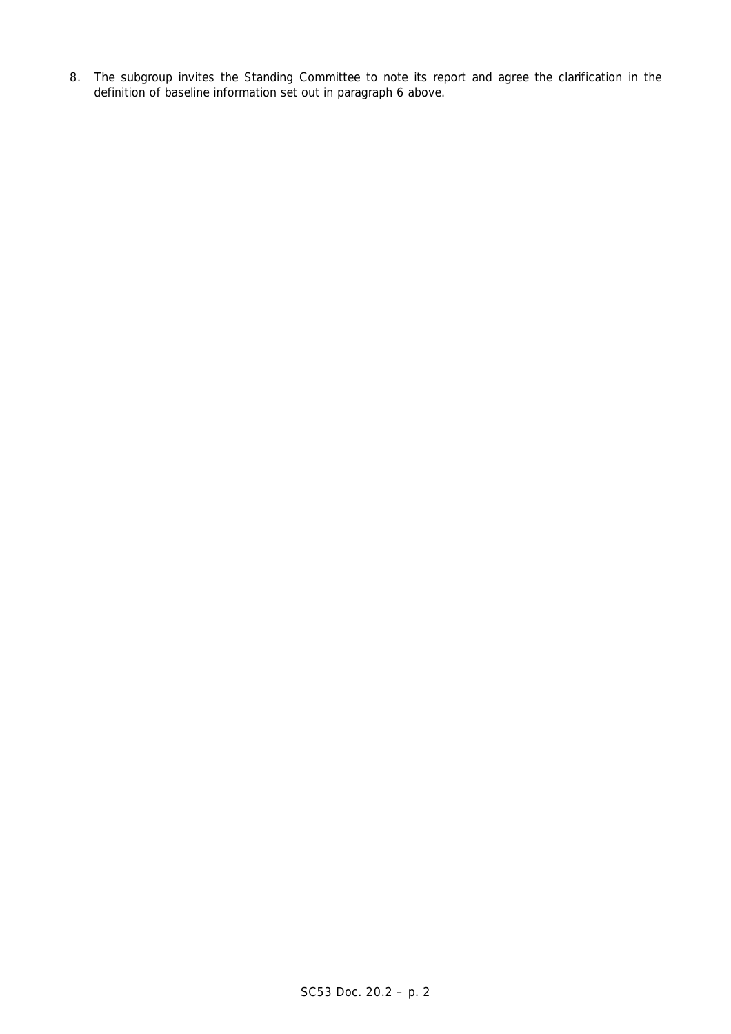8. The subgroup invites the Standing Committee to note its report and agree the clarification in the definition of baseline information set out in paragraph 6 above.